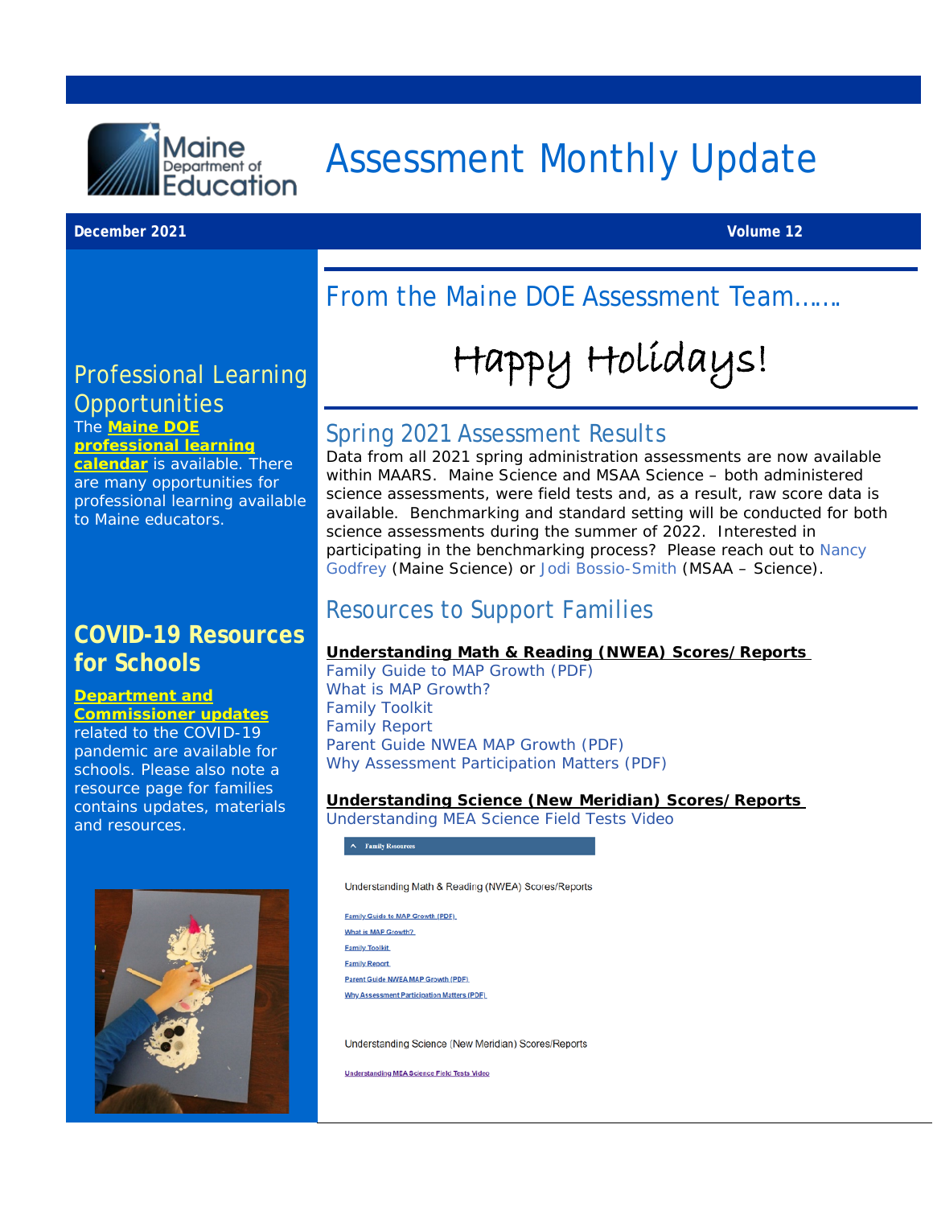# Assessment Monthly Update

**December 2021** **Volume 12**

## Professional Learning Opportunities

The **Maine DOE professional learning calendar** is available. There are many opportunities for professional learning available to Maine educators.

## COVID-19 Resources for Schools

**Department and Commissioner updates** related to the COVID-19 pandemic are available for schools. Please also note a resource page for families contains updates, materials and resources.

## From the Maine DOE Assessment Team…….

Happy Holidays!

## Spring 2021 Assessment Results

Data from all 2021 spring administration assessments are now available within MAARS. Maine Science and MSAA Science – both administered science assessments, were field tests and, as a result, raw score data is available. Benchmarking and standard setting will be conducted for both science assessments during the summer of 2022. Interested in participating in the benchmarking process? Please reach out to Nancy Godfrey (Maine Science) or Jodi Bossio-Smith (MSAA – Science).

## Resources to Support Families

**Understanding Math & Reading (NWEA) Scores/Reports**

Family Guide to MAP Growth (PDF)
What is MAP Growth?
Family Toolkit
Family Report
Parent Guide NWEA MAP Growth (PDF)
Why Assessment Participation Matters (PDF)

**Understanding Science (New Meridian) Scores/Reports**

Understanding MEA Science Field Tests Video

Family Resources

Understanding Math & Reading (NWEA) Scores/Reports

Family Guide to MAP Growth (PDF)
What is MAP Growth?
Family Toolkit
Family Report
Parent Guide NWEA MAP Growth (PDF)
Why Assessment Participation Matters (PDF)

Understanding Science (New Meridian) Scores/Reports

Understanding MEA Science Field Tests Video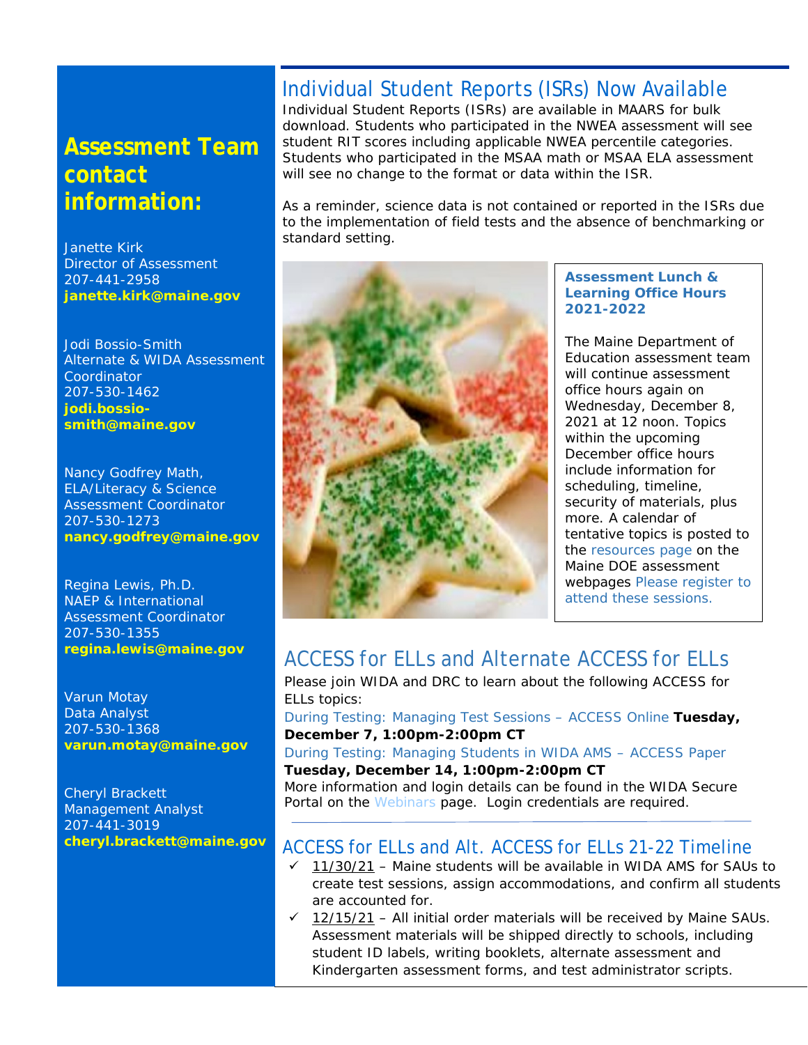## Assessment Team contact information:

Janette Kirk
Director of Assessment
207-441-2958
**janette.kirk@maine.gov**

Jodi Bossio-Smith
Alternate & WIDA Assessment Coordinator
207-530-1462
**jodi.bossio-smith@maine.gov**

Nancy Godfrey Math, ELA/Literacy & Science Assessment Coordinator
207-530-1273
**nancy.godfrey@maine.gov**

Regina Lewis, Ph.D.
NAEP & International Assessment Coordinator
207-530-1355
**regina.lewis@maine.gov**

Varun Motay
Data Analyst
207-530-1368
**varun.motay@maine.gov**

Cheryl Brackett
Management Analyst
207-441-3019
**cheryl.brackett@maine.gov**

## Individual Student Reports (ISRs) Now Available

Individual Student Reports (ISRs) are available in MAARS for bulk download. Students who participated in the NWEA assessment will see student RIT scores including applicable NWEA percentile categories. Students who participated in the MSAA math or MSAA ELA assessment will see no change to the format or data within the ISR.

As a reminder, science data is not contained or reported in the ISRs due to the implementation of field tests and the absence of benchmarking or standard setting.

**Assessment Lunch & Learning Office Hours 2021-2022**

The Maine Department of Education assessment team will continue assessment office hours again on Wednesday, December 8, 2021 at 12 noon. Topics within the upcoming December office hours include information for scheduling, timeline, security of materials, plus more. A calendar of tentative topics is posted to the resources page on the Maine DOE assessment webpages Please register to attend these sessions.

## ACCESS for ELLs and Alternate ACCESS for ELLs

Please join WIDA and DRC to learn about the following ACCESS for ELLs topics:

During Testing: Managing Test Sessions – ACCESS Online **Tuesday, December 7, 1:00pm-2:00pm CT**

During Testing: Managing Students in WIDA AMS – ACCESS Paper **Tuesday, December 14, 1:00pm-2:00pm CT**

More information and login details can be found in the WIDA Secure Portal on the Webinars page. Login credentials are required.

## ACCESS for ELLs and Alt. ACCESS for ELLs 21-22 Timeline

- ✓ 11/30/21 – Maine students will be available in WIDA AMS for SAUs to create test sessions, assign accommodations, and confirm all students are accounted for.
- ✓ 12/15/21 – All initial order materials will be received by Maine SAUs. Assessment materials will be shipped directly to schools, including student ID labels, writing booklets, alternate assessment and Kindergarten assessment forms, and test administrator scripts.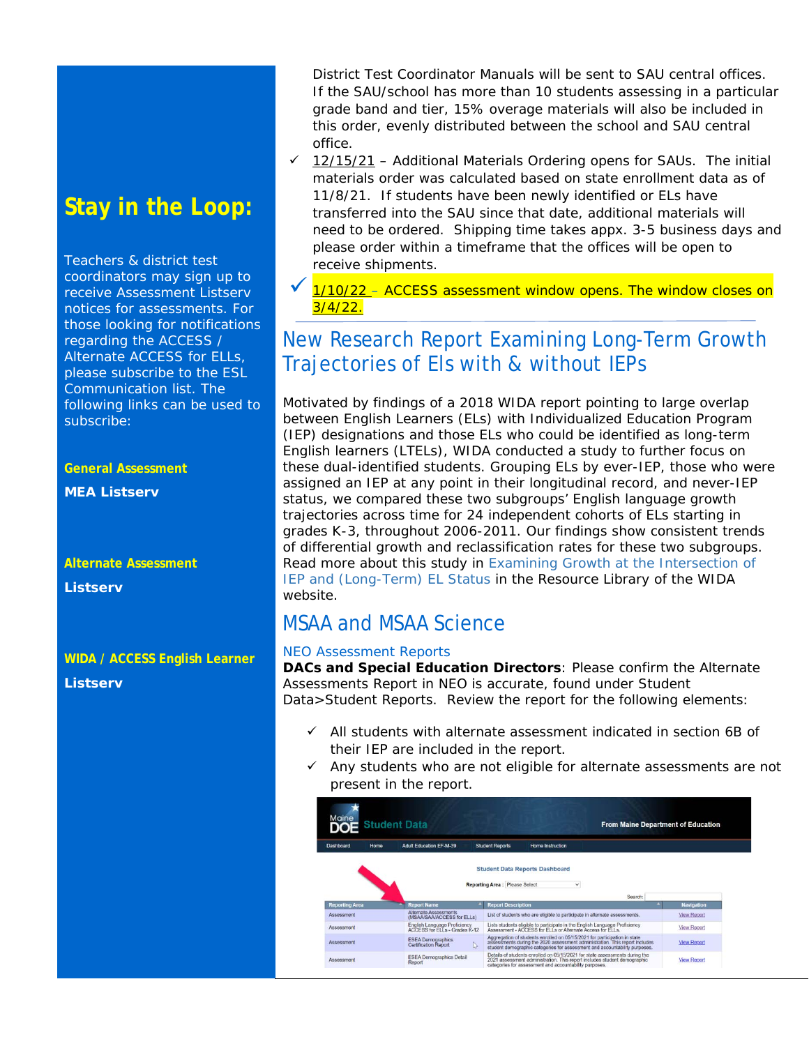## Stay in the Loop:

Teachers & district test coordinators may sign up to receive Assessment Listserv notices for assessments. For those looking for notifications regarding the ACCESS / Alternate ACCESS for ELLs, please subscribe to the ESL Communication list. The following links can be used to subscribe:

**General Assessment**

**MEA Listserv**

**Alternate Assessment**

**Listserv**

**WIDA / ACCESS English Learner**

**Listserv**

District Test Coordinator Manuals will be sent to SAU central offices. If the SAU/school has more than 10 students assessing in a particular grade band and tier, 15% overage materials will also be included in this order, evenly distributed between the school and SAU central office.

- ✓ 12/15/21 – Additional Materials Ordering opens for SAUs. The initial materials order was calculated based on state enrollment data as of 11/8/21. If students have been newly identified or ELs have transferred into the SAU since that date, additional materials will need to be ordered. Shipping time takes appx. 3-5 business days and please order within a timeframe that the offices will be open to receive shipments.
- ✓ 1/10/22 – ACCESS assessment window opens. The window closes on 3/4/22.

## New Research Report Examining Long-Term Growth Trajectories of Els with & without IEPs

Motivated by findings of a 2018 WIDA report pointing to large overlap between English Learners (ELs) with Individualized Education Program (IEP) designations and those ELs who could be identified as long-term English learners (LTELs), WIDA conducted a study to further focus on these dual-identified students. Grouping ELs by ever-IEP, those who were assigned an IEP at any point in their longitudinal record, and never-IEP status, we compared these two subgroups' English language growth trajectories across time for 24 independent cohorts of ELs starting in grades K-3, throughout 2006-2011. Our findings show consistent trends of differential growth and reclassification rates for these two subgroups. Read more about this study in Examining Growth at the Intersection of IEP and (Long-Term) EL Status in the Resource Library of the WIDA website.

## MSAA and MSAA Science

NEO Assessment Reports

**DACs and Special Education Directors**: Please confirm the Alternate Assessments Report in NEO is accurate, found under Student Data>Student Reports. Review the report for the following elements:

- ✓ All students with alternate assessment indicated in section 6B of their IEP are included in the report.
- ✓ Any students who are not eligible for alternate assessments are not present in the report.

Maine DOE Student Data — From Maine Department of Education

Dashboard | Home | Adult Education EF-M-39 | Student Reports | Home Instruction

Student Data Reports Dashboard

Reporting Area : Please Select

Search:

| Reporting Area | Report Name | Report Description | Navigation |
|---|---|---|---|
| Assessment | Alternate Assessments (MSAA/SAA/ACCESS for ELLs) | List of students who are eligible to participate in alternate assessments. | View Report |
| Assessment | English Language Proficiency ACCESS for ELLs - Grades K-12 | Lists students eligible to participate in the English Language Proficiency Assessment - ACCESS for ELLs or Alternate Access for ELLs. | View Report |
| Assessment | ESEA Demographics Certification Report | Aggregation of students enrolled on 05/15/2021 for participation in state assessments during the 2020 assessment administration. This report includes student demographic categories for assessment and accountability purposes. | View Report |
| Assessment | ESEA Demographics Detail Report | Details of students enrolled on 05/15/2021 for state assessments during the 2021 assessment administration. This report includes student demographic categories for assessment and accountability purposes. | View Report |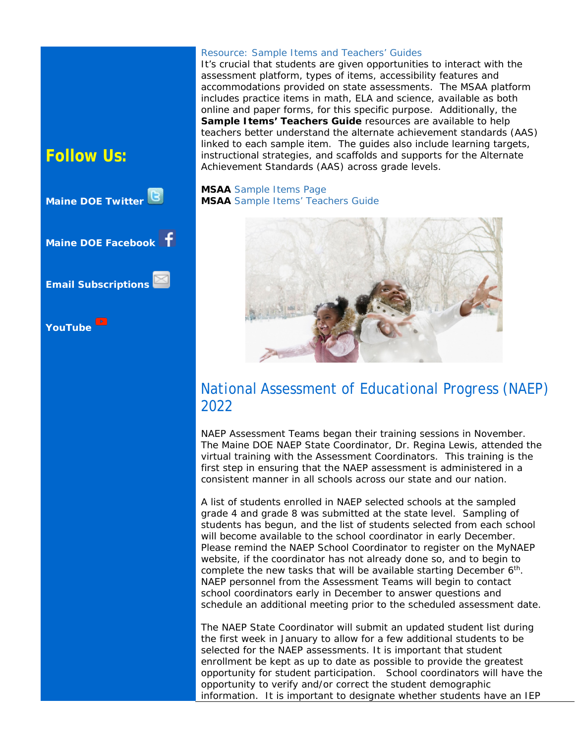## Follow Us:

**Maine DOE Twitter**

**Maine DOE Facebook**

**Email Subscriptions**

**YouTube**

Resource: Sample Items and Teachers' Guides

It's crucial that students are given opportunities to interact with the assessment platform, types of items, accessibility features and accommodations provided on state assessments. The MSAA platform includes practice items in math, ELA and science, available as both online and paper forms, for this specific purpose. Additionally, the **Sample Items' Teachers Guide** resources are available to help teachers better understand the alternate achievement standards (AAS) linked to each sample item. The guides also include learning targets, instructional strategies, and scaffolds and supports for the Alternate Achievement Standards (AAS) across grade levels.

**MSAA** Sample Items Page
**MSAA** Sample Items' Teachers Guide

## National Assessment of Educational Progress (NAEP) 2022

NAEP Assessment Teams began their training sessions in November. The Maine DOE NAEP State Coordinator, Dr. Regina Lewis, attended the virtual training with the Assessment Coordinators. This training is the first step in ensuring that the NAEP assessment is administered in a consistent manner in all schools across our state and our nation.

A list of students enrolled in NAEP selected schools at the sampled grade 4 and grade 8 was submitted at the state level. Sampling of students has begun, and the list of students selected from each school will become available to the school coordinator in early December. Please remind the NAEP School Coordinator to register on the MyNAEP website, if the coordinator has not already done so, and to begin to complete the new tasks that will be available starting December 6th. NAEP personnel from the Assessment Teams will begin to contact school coordinators early in December to answer questions and schedule an additional meeting prior to the scheduled assessment date.

The NAEP State Coordinator will submit an updated student list during the first week in January to allow for a few additional students to be selected for the NAEP assessments. It is important that student enrollment be kept as up to date as possible to provide the greatest opportunity for student participation. School coordinators will have the opportunity to verify and/or correct the student demographic information. It is important to designate whether students have an IEP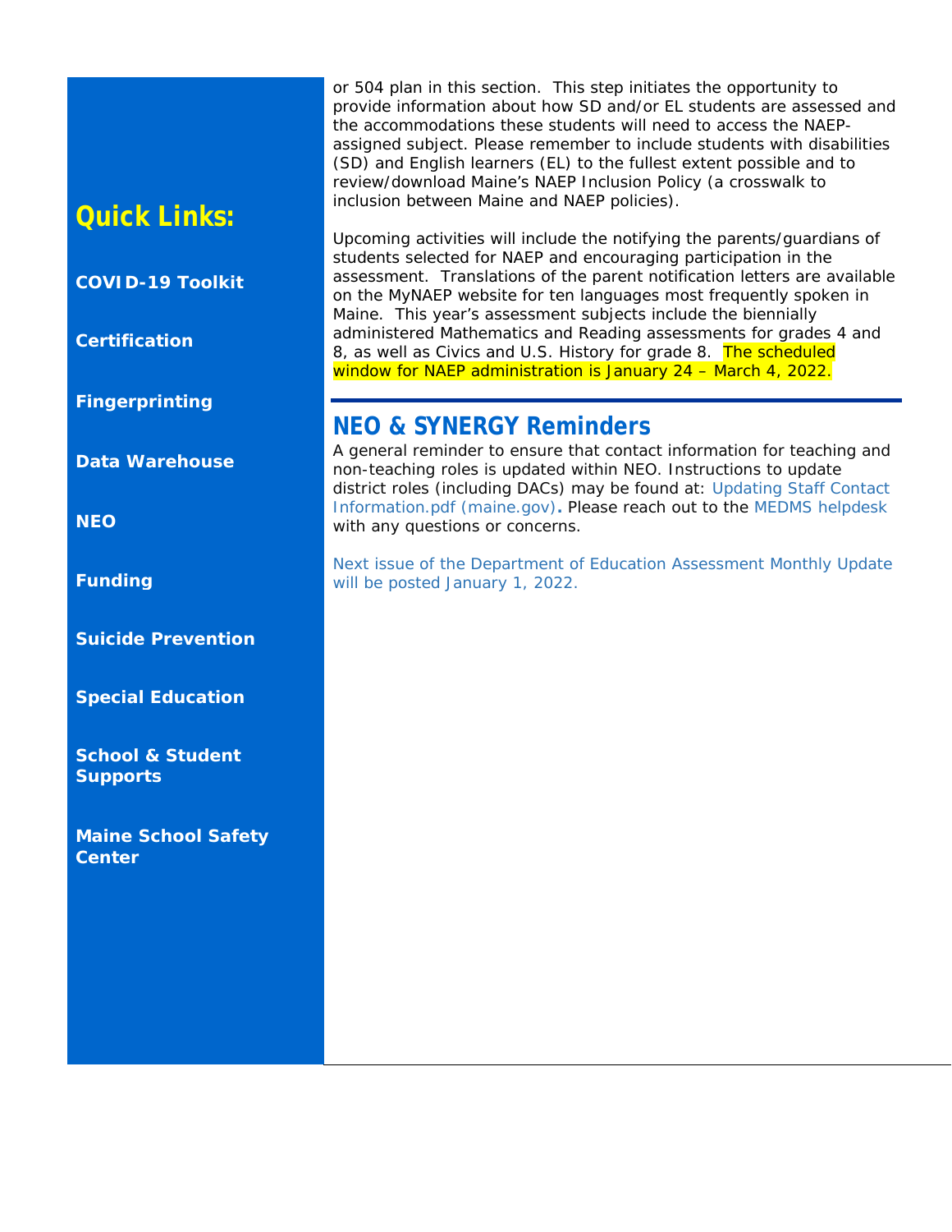## Quick Links:

**COVID-19 Toolkit**

**Certification**

**Fingerprinting**

**Data Warehouse**

**NEO**

**Funding**

**Suicide Prevention**

**Special Education**

**School & Student Supports**

**Maine School Safety Center**

or 504 plan in this section. This step initiates the opportunity to provide information about how SD and/or EL students are assessed and the accommodations these students will need to access the NAEP-assigned subject. Please remember to include students with disabilities (SD) and English learners (EL) to the fullest extent possible and to review/download Maine's NAEP Inclusion Policy (a crosswalk to inclusion between Maine and NAEP policies).

Upcoming activities will include the notifying the parents/guardians of students selected for NAEP and encouraging participation in the assessment. Translations of the parent notification letters are available on the MyNAEP website for ten languages most frequently spoken in Maine. This year's assessment subjects include the biennially administered Mathematics and Reading assessments for grades 4 and 8, as well as Civics and U.S. History for grade 8. The scheduled window for NAEP administration is January 24 – March 4, 2022.

## NEO & SYNERGY Reminders

A general reminder to ensure that contact information for teaching and non-teaching roles is updated within NEO. Instructions to update district roles (including DACs) may be found at: Updating Staff Contact Information.pdf (maine.gov). Please reach out to the MEDMS helpdesk with any questions or concerns.

Next issue of the Department of Education Assessment Monthly Update will be posted January 1, 2022.